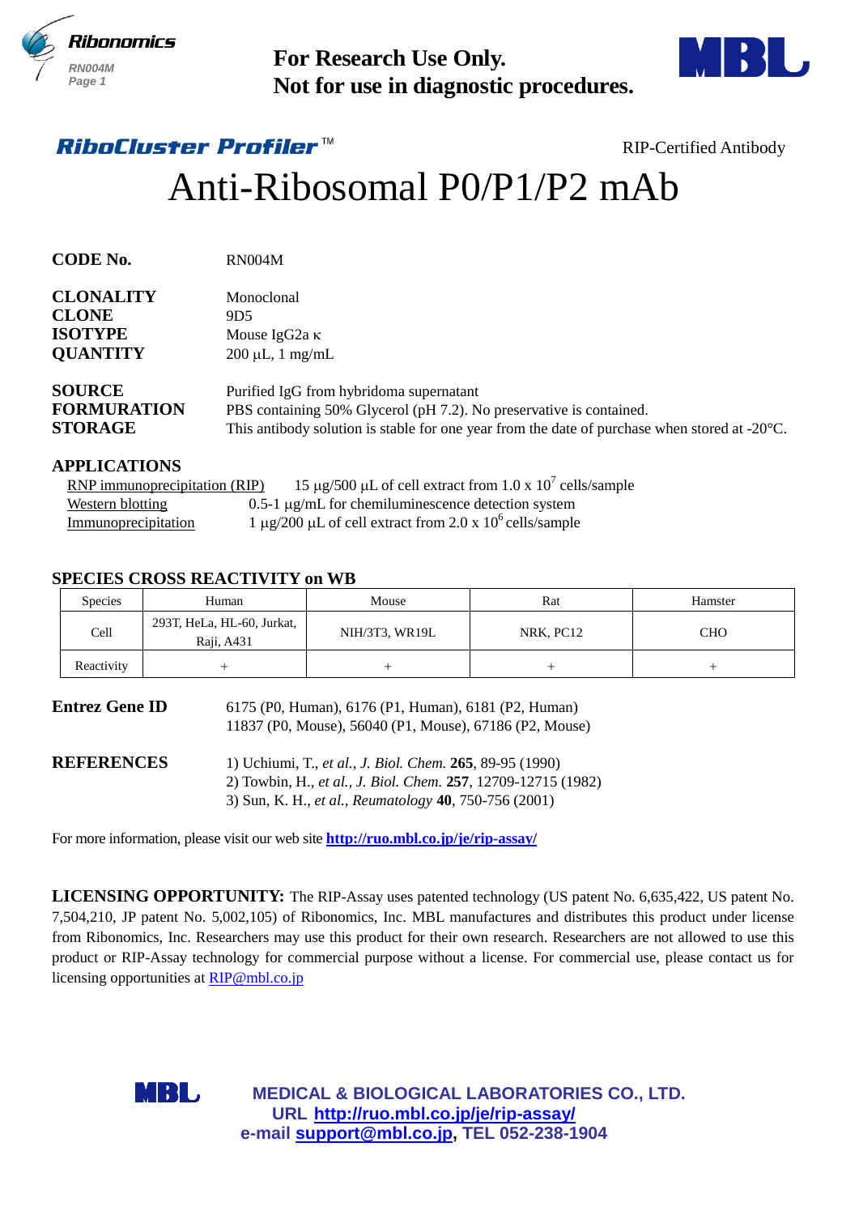**For Research Use Only.**
**Not for use in diagnostic procedures.**

***RiboCluster Profiler*™** RIP-Certified Antibody

# Anti-Ribosomal P0/P1/P2 mAb

**CODE No.** RN004M

**CLONALITY** Monoclonal
**CLONE** 9D5
**ISOTYPE** Mouse IgG2a κ
**QUANTITY** 200 µL, 1 mg/mL

**SOURCE** Purified IgG from hybridoma supernatant
**FORMURATION** PBS containing 50% Glycerol (pH 7.2). No preservative is contained.
**STORAGE** This antibody solution is stable for one year from the date of purchase when stored at -20°C.

**APPLICATIONS**

RNP immunoprecipitation (RIP) 15 µg/500 µL of cell extract from 1.0 x $10^7$ cells/sample
Western blotting 0.5-1 µg/mL for chemiluminescence detection system
Immunoprecipitation 1 µg/200 µL of cell extract from 2.0 x $10^6$ cells/sample

**SPECIES CROSS REACTIVITY on WB**

| Species | Human | Mouse | Rat | Hamster |
|---|---|---|---|---|
| Cell | 293T, HeLa, HL-60, Jurkat, Raji, A431 | NIH/3T3, WR19L | NRK, PC12 | CHO |
| Reactivity | + | + | + | + |

**Entrez Gene ID** 6175 (P0, Human), 6176 (P1, Human), 6181 (P2, Human)
11837 (P0, Mouse), 56040 (P1, Mouse), 67186 (P2, Mouse)

**REFERENCES**
1) Uchiumi, T., *et al., J. Biol. Chem.* **265**, 89-95 (1990)
2) Towbin, H., *et al., J. Biol. Chem.* **257**, 12709-12715 (1982)
3) Sun, K. H., *et al.*, *Reumatology* **40**, 750-756 (2001)

For more information, please visit our web site **http://ruo.mbl.co.jp/je/rip-assay/**

**LICENSING OPPORTUNITY:** The RIP-Assay uses patented technology (US patent No. 6,635,422, US patent No. 7,504,210, JP patent No. 5,002,105) of Ribonomics, Inc. MBL manufactures and distributes this product under license from Ribonomics, Inc. Researchers may use this product for their own research. Researchers are not allowed to use this product or RIP-Assay technology for commercial purpose without a license. For commercial use, please contact us for licensing opportunities at RIP@mbl.co.jp

**MEDICAL & BIOLOGICAL LABORATORIES CO., LTD.**
**URL http://ruo.mbl.co.jp/je/rip-assay/**
**e-mail support@mbl.co.jp, TEL 052-238-1904**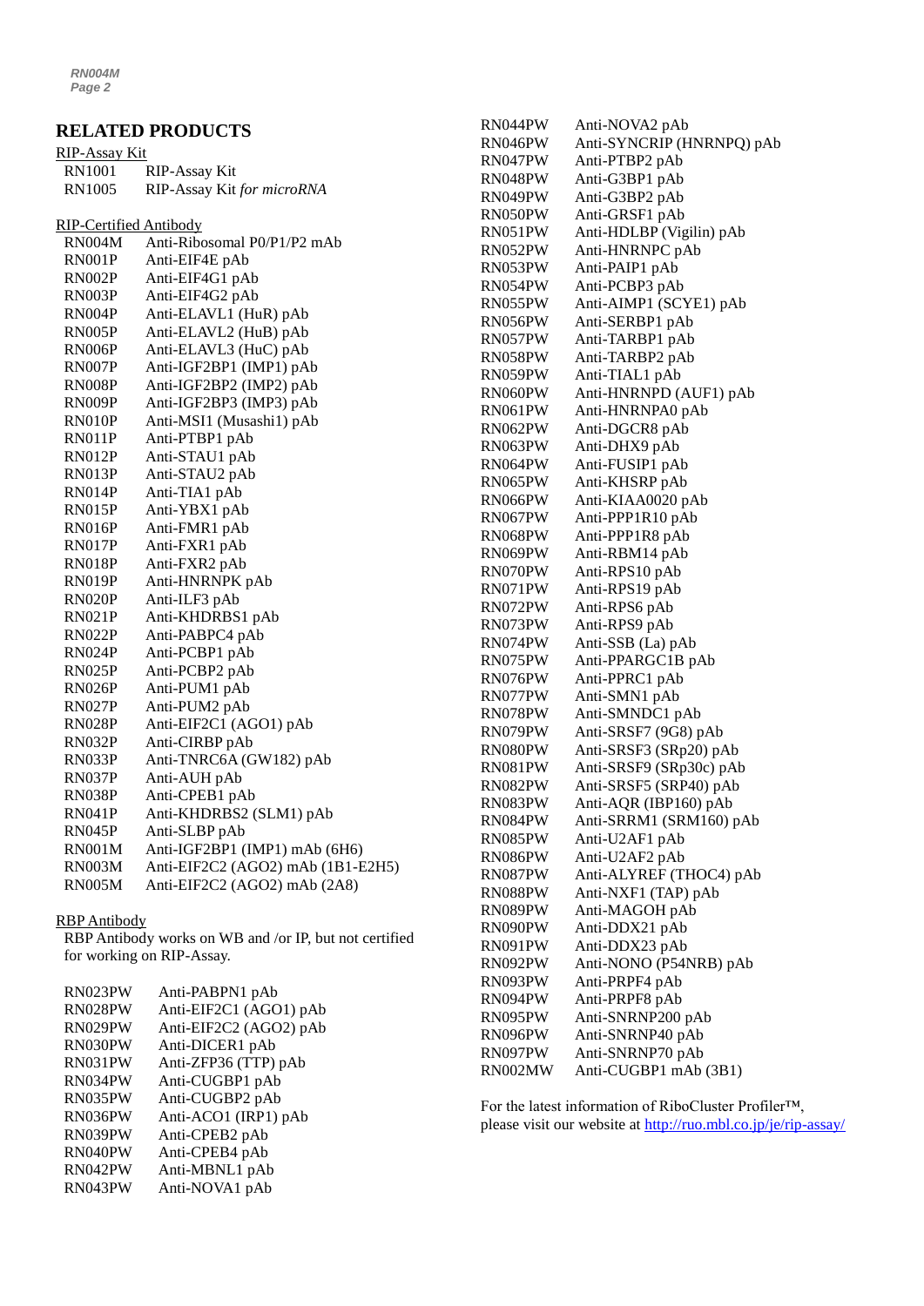## RELATED PRODUCTS

RIP-Assay Kit

| | |
|---|---|
| RN1001 | RIP-Assay Kit |
| RN1005 | RIP-Assay Kit *for microRNA* |

RIP-Certified Antibody

| | |
|---|---|
| RN004M | Anti-Ribosomal P0/P1/P2 mAb |
| RN001P | Anti-EIF4E pAb |
| RN002P | Anti-EIF4G1 pAb |
| RN003P | Anti-EIF4G2 pAb |
| RN004P | Anti-ELAVL1 (HuR) pAb |
| RN005P | Anti-ELAVL2 (HuB) pAb |
| RN006P | Anti-ELAVL3 (HuC) pAb |
| RN007P | Anti-IGF2BP1 (IMP1) pAb |
| RN008P | Anti-IGF2BP2 (IMP2) pAb |
| RN009P | Anti-IGF2BP3 (IMP3) pAb |
| RN010P | Anti-MSI1 (Musashi1) pAb |
| RN011P | Anti-PTBP1 pAb |
| RN012P | Anti-STAU1 pAb |
| RN013P | Anti-STAU2 pAb |
| RN014P | Anti-TIA1 pAb |
| RN015P | Anti-YBX1 pAb |
| RN016P | Anti-FMR1 pAb |
| RN017P | Anti-FXR1 pAb |
| RN018P | Anti-FXR2 pAb |
| RN019P | Anti-HNRNPK pAb |
| RN020P | Anti-ILF3 pAb |
| RN021P | Anti-KHDRBS1 pAb |
| RN022P | Anti-PABPC4 pAb |
| RN024P | Anti-PCBP1 pAb |
| RN025P | Anti-PCBP2 pAb |
| RN026P | Anti-PUM1 pAb |
| RN027P | Anti-PUM2 pAb |
| RN028P | Anti-EIF2C1 (AGO1) pAb |
| RN032P | Anti-CIRBP pAb |
| RN033P | Anti-TNRC6A (GW182) pAb |
| RN037P | Anti-AUH pAb |
| RN038P | Anti-CPEB1 pAb |
| RN041P | Anti-KHDRBS2 (SLM1) pAb |
| RN045P | Anti-SLBP pAb |
| RN001M | Anti-IGF2BP1 (IMP1) mAb (6H6) |
| RN003M | Anti-EIF2C2 (AGO2) mAb (1B1-E2H5) |
| RN005M | Anti-EIF2C2 (AGO2) mAb (2A8) |

RBP Antibody

RBP Antibody works on WB and /or IP, but not certified for working on RIP-Assay.

| | |
|---|---|
| RN023PW | Anti-PABPN1 pAb |
| RN028PW | Anti-EIF2C1 (AGO1) pAb |
| RN029PW | Anti-EIF2C2 (AGO2) pAb |
| RN030PW | Anti-DICER1 pAb |
| RN031PW | Anti-ZFP36 (TTP) pAb |
| RN034PW | Anti-CUGBP1 pAb |
| RN035PW | Anti-CUGBP2 pAb |
| RN036PW | Anti-ACO1 (IRP1) pAb |
| RN039PW | Anti-CPEB2 pAb |
| RN040PW | Anti-CPEB4 pAb |
| RN042PW | Anti-MBNL1 pAb |
| RN043PW | Anti-NOVA1 pAb |
| RN044PW | Anti-NOVA2 pAb |
| RN046PW | Anti-SYNCRIP (HNRNPQ) pAb |
| RN047PW | Anti-PTBP2 pAb |
| RN048PW | Anti-G3BP1 pAb |
| RN049PW | Anti-G3BP2 pAb |
| RN050PW | Anti-GRSF1 pAb |
| RN051PW | Anti-HDLBP (Vigilin) pAb |
| RN052PW | Anti-HNRNPC pAb |
| RN053PW | Anti-PAIP1 pAb |
| RN054PW | Anti-PCBP3 pAb |
| RN055PW | Anti-AIMP1 (SCYE1) pAb |
| RN056PW | Anti-SERBP1 pAb |
| RN057PW | Anti-TARBP1 pAb |
| RN058PW | Anti-TARBP2 pAb |
| RN059PW | Anti-TIAL1 pAb |
| RN060PW | Anti-HNRNPD (AUF1) pAb |
| RN061PW | Anti-HNRNPA0 pAb |
| RN062PW | Anti-DGCR8 pAb |
| RN063PW | Anti-DHX9 pAb |
| RN064PW | Anti-FUSIP1 pAb |
| RN065PW | Anti-KHSRP pAb |
| RN066PW | Anti-KIAA0020 pAb |
| RN067PW | Anti-PPP1R10 pAb |
| RN068PW | Anti-PPP1R8 pAb |
| RN069PW | Anti-RBM14 pAb |
| RN070PW | Anti-RPS10 pAb |
| RN071PW | Anti-RPS19 pAb |
| RN072PW | Anti-RPS6 pAb |
| RN073PW | Anti-RPS9 pAb |
| RN074PW | Anti-SSB (La) pAb |
| RN075PW | Anti-PPARGC1B pAb |
| RN076PW | Anti-PPRC1 pAb |
| RN077PW | Anti-SMN1 pAb |
| RN078PW | Anti-SMNDC1 pAb |
| RN079PW | Anti-SRSF7 (9G8) pAb |
| RN080PW | Anti-SRSF3 (SRp20) pAb |
| RN081PW | Anti-SRSF9 (SRp30c) pAb |
| RN082PW | Anti-SRSF5 (SRP40) pAb |
| RN083PW | Anti-AQR (IBP160) pAb |
| RN084PW | Anti-SRRM1 (SRM160) pAb |
| RN085PW | Anti-U2AF1 pAb |
| RN086PW | Anti-U2AF2 pAb |
| RN087PW | Anti-ALYREF (THOC4) pAb |
| RN088PW | Anti-NXF1 (TAP) pAb |
| RN089PW | Anti-MAGOH pAb |
| RN090PW | Anti-DDX21 pAb |
| RN091PW | Anti-DDX23 pAb |
| RN092PW | Anti-NONO (P54NRB) pAb |
| RN093PW | Anti-PRPF4 pAb |
| RN094PW | Anti-PRPF8 pAb |
| RN095PW | Anti-SNRNP200 pAb |
| RN096PW | Anti-SNRNP40 pAb |
| RN097PW | Anti-SNRNP70 pAb |
| RN002MW | Anti-CUGBP1 mAb (3B1) |

For the latest information of RiboCluster Profiler™, please visit our website at http://ruo.mbl.co.jp/je/rip-assay/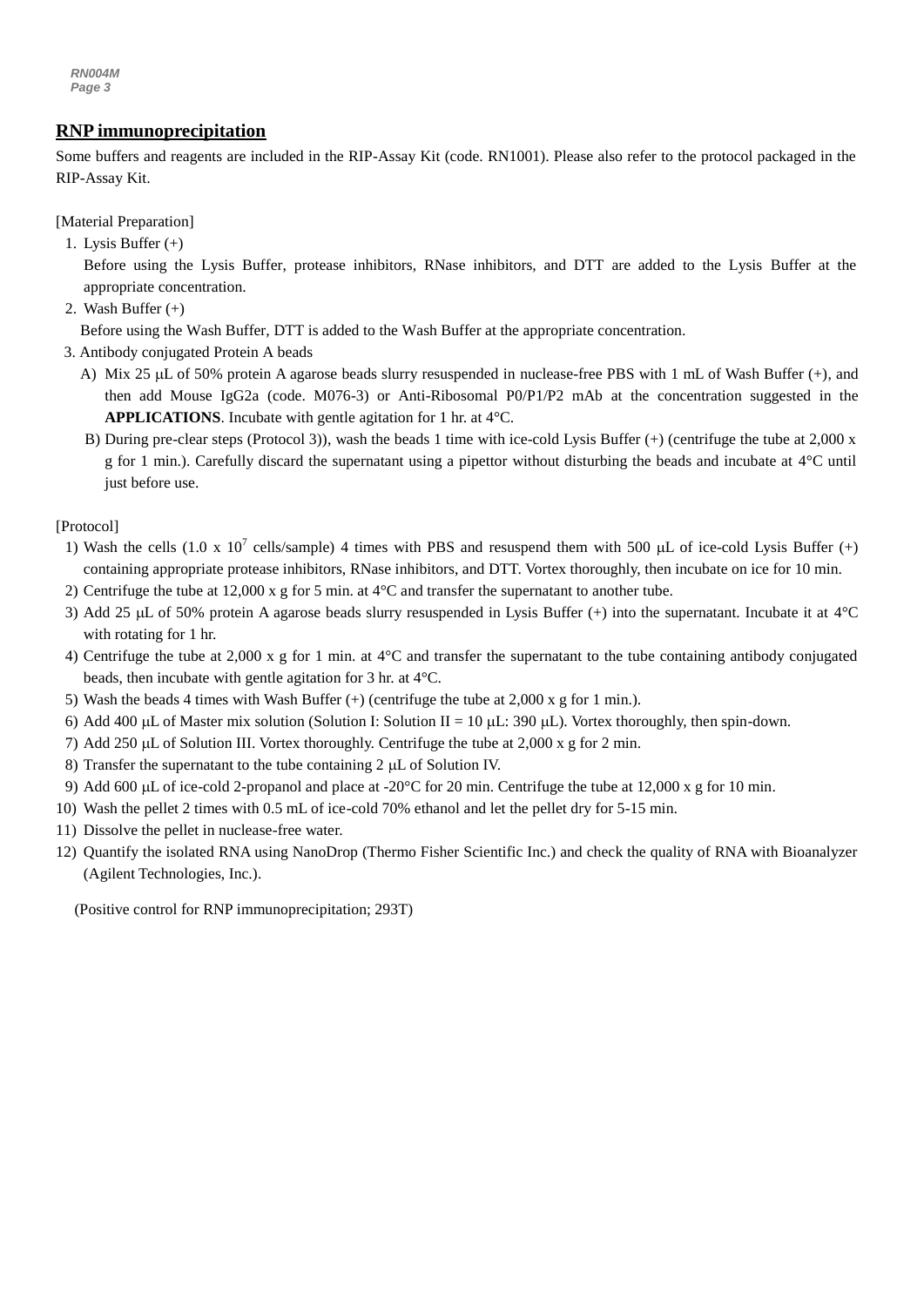## RNP immunoprecipitation

Some buffers and reagents are included in the RIP-Assay Kit (code. RN1001). Please also refer to the protocol packaged in the RIP-Assay Kit.

[Material Preparation]

1. Lysis Buffer (+)
   Before using the Lysis Buffer, protease inhibitors, RNase inhibitors, and DTT are added to the Lysis Buffer at the appropriate concentration.
2. Wash Buffer (+)
   Before using the Wash Buffer, DTT is added to the Wash Buffer at the appropriate concentration.
3. Antibody conjugated Protein A beads
   A) Mix 25 μL of 50% protein A agarose beads slurry resuspended in nuclease-free PBS with 1 mL of Wash Buffer (+), and then add Mouse IgG2a (code. M076-3) or Anti-Ribosomal P0/P1/P2 mAb at the concentration suggested in the **APPLICATIONS**. Incubate with gentle agitation for 1 hr. at 4°C.
   B) During pre-clear steps (Protocol 3)), wash the beads 1 time with ice-cold Lysis Buffer (+) (centrifuge the tube at 2,000 x g for 1 min.). Carefully discard the supernatant using a pipettor without disturbing the beads and incubate at 4°C until just before use.

[Protocol]

1) Wash the cells (1.0 x $10^7$ cells/sample) 4 times with PBS and resuspend them with 500 μL of ice-cold Lysis Buffer (+) containing appropriate protease inhibitors, RNase inhibitors, and DTT. Vortex thoroughly, then incubate on ice for 10 min.
2) Centrifuge the tube at 12,000 x g for 5 min. at 4°C and transfer the supernatant to another tube.
3) Add 25 μL of 50% protein A agarose beads slurry resuspended in Lysis Buffer (+) into the supernatant. Incubate it at 4°C with rotating for 1 hr.
4) Centrifuge the tube at 2,000 x g for 1 min. at 4°C and transfer the supernatant to the tube containing antibody conjugated beads, then incubate with gentle agitation for 3 hr. at 4°C.
5) Wash the beads 4 times with Wash Buffer (+) (centrifuge the tube at 2,000 x g for 1 min.).
6) Add 400 μL of Master mix solution (Solution I: Solution II = 10 μL: 390 μL). Vortex thoroughly, then spin-down.
7) Add 250 μL of Solution III. Vortex thoroughly. Centrifuge the tube at 2,000 x g for 2 min.
8) Transfer the supernatant to the tube containing 2 μL of Solution IV.
9) Add 600 μL of ice-cold 2-propanol and place at -20°C for 20 min. Centrifuge the tube at 12,000 x g for 10 min.
10) Wash the pellet 2 times with 0.5 mL of ice-cold 70% ethanol and let the pellet dry for 5-15 min.
11) Dissolve the pellet in nuclease-free water.
12) Quantify the isolated RNA using NanoDrop (Thermo Fisher Scientific Inc.) and check the quality of RNA with Bioanalyzer (Agilent Technologies, Inc.).

(Positive control for RNP immunoprecipitation; 293T)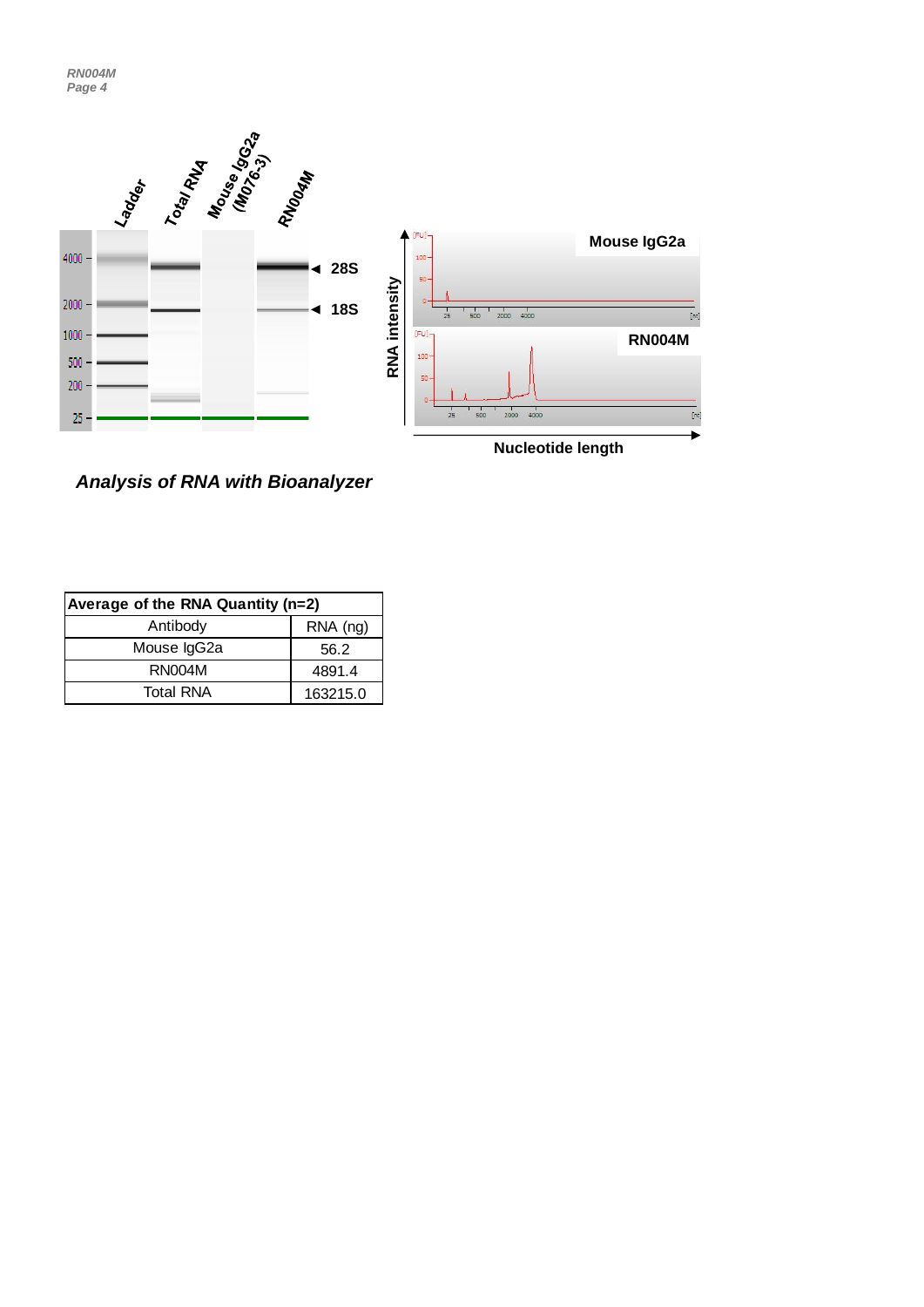*Analysis of RNA with Bioanalyzer*

| Average of the RNA Quantity (n=2) | |
|---|---|
| Antibody | RNA (ng) |
| Mouse IgG2a | 56.2 |
| RN004M | 4891.4 |
| Total RNA | 163215.0 |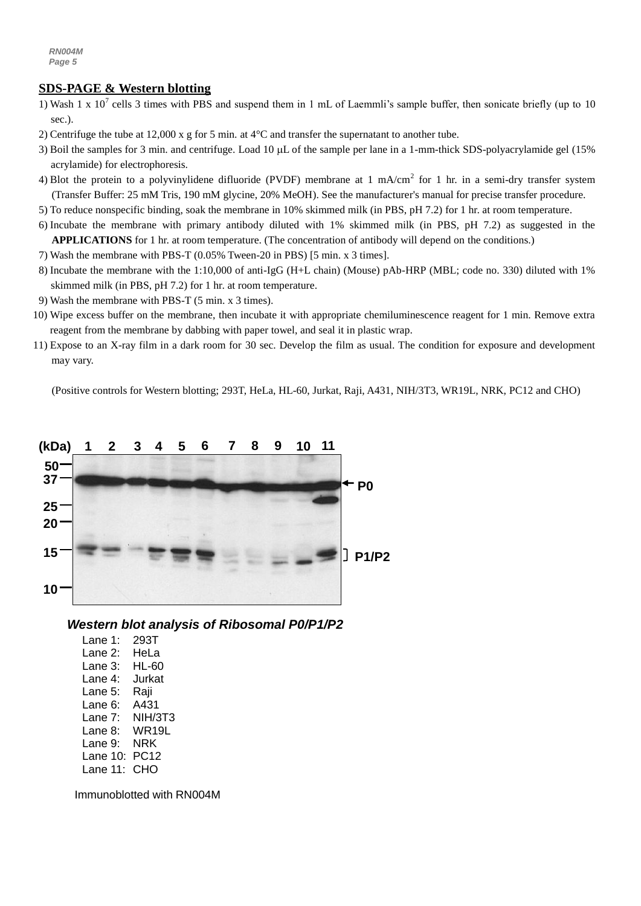## SDS-PAGE & Western blotting

1) Wash 1 x $10^7$ cells 3 times with PBS and suspend them in 1 mL of Laemmli's sample buffer, then sonicate briefly (up to 10 sec.).
2) Centrifuge the tube at 12,000 x g for 5 min. at 4°C and transfer the supernatant to another tube.
3) Boil the samples for 3 min. and centrifuge. Load 10 μL of the sample per lane in a 1-mm-thick SDS-polyacrylamide gel (15% acrylamide) for electrophoresis.
4) Blot the protein to a polyvinylidene difluoride (PVDF) membrane at 1 mA/$cm^2$ for 1 hr. in a semi-dry transfer system (Transfer Buffer: 25 mM Tris, 190 mM glycine, 20% MeOH). See the manufacturer's manual for precise transfer procedure.
5) To reduce nonspecific binding, soak the membrane in 10% skimmed milk (in PBS, pH 7.2) for 1 hr. at room temperature.
6) Incubate the membrane with primary antibody diluted with 1% skimmed milk (in PBS, pH 7.2) as suggested in the **APPLICATIONS** for 1 hr. at room temperature. (The concentration of antibody will depend on the conditions.)
7) Wash the membrane with PBS-T (0.05% Tween-20 in PBS) [5 min. x 3 times].
8) Incubate the membrane with the 1:10,000 of anti-IgG (H+L chain) (Mouse) pAb-HRP (MBL; code no. 330) diluted with 1% skimmed milk (in PBS, pH 7.2) for 1 hr. at room temperature.
9) Wash the membrane with PBS-T (5 min. x 3 times).
10) Wipe excess buffer on the membrane, then incubate it with appropriate chemiluminescence reagent for 1 min. Remove extra reagent from the membrane by dabbing with paper towel, and seal it in plastic wrap.
11) Expose to an X-ray film in a dark room for 30 sec. Develop the film as usual. The condition for exposure and development may vary.

(Positive controls for Western blotting; 293T, HeLa, HL-60, Jurkat, Raji, A431, NIH/3T3, WR19L, NRK, PC12 and CHO)

***Western blot analysis of Ribosomal P0/P1/P2***

Lane 1: 293T
Lane 2: HeLa
Lane 3: HL-60
Lane 4: Jurkat
Lane 5: Raji
Lane 6: A431
Lane 7: NIH/3T3
Lane 8: WR19L
Lane 9: NRK
Lane 10: PC12
Lane 11: CHO

Immunoblotted with RN004M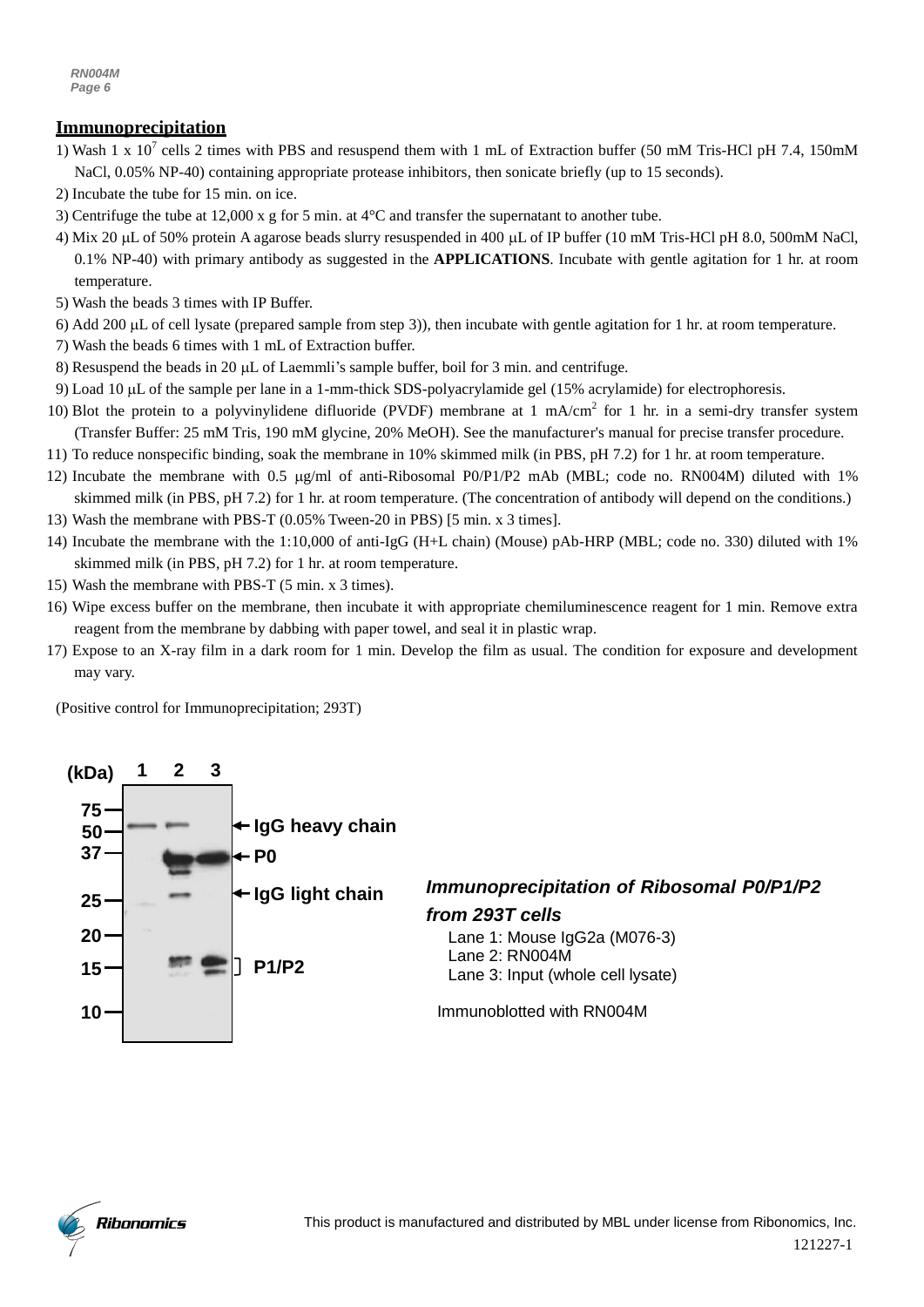## Immunoprecipitation

1) Wash 1 x $10^7$ cells 2 times with PBS and resuspend them with 1 mL of Extraction buffer (50 mM Tris-HCl pH 7.4, 150mM NaCl, 0.05% NP-40) containing appropriate protease inhibitors, then sonicate briefly (up to 15 seconds).
2) Incubate the tube for 15 min. on ice.
3) Centrifuge the tube at 12,000 x g for 5 min. at 4°C and transfer the supernatant to another tube.
4) Mix 20 μL of 50% protein A agarose beads slurry resuspended in 400 μL of IP buffer (10 mM Tris-HCl pH 8.0, 500mM NaCl, 0.1% NP-40) with primary antibody as suggested in the **APPLICATIONS**. Incubate with gentle agitation for 1 hr. at room temperature.
5) Wash the beads 3 times with IP Buffer.
6) Add 200 μL of cell lysate (prepared sample from step 3)), then incubate with gentle agitation for 1 hr. at room temperature.
7) Wash the beads 6 times with 1 mL of Extraction buffer.
8) Resuspend the beads in 20 μL of Laemmli's sample buffer, boil for 3 min. and centrifuge.
9) Load 10 μL of the sample per lane in a 1-mm-thick SDS-polyacrylamide gel (15% acrylamide) for electrophoresis.
10) Blot the protein to a polyvinylidene difluoride (PVDF) membrane at 1 mA/$cm^2$ for 1 hr. in a semi-dry transfer system (Transfer Buffer: 25 mM Tris, 190 mM glycine, 20% MeOH). See the manufacturer's manual for precise transfer procedure.
11) To reduce nonspecific binding, soak the membrane in 10% skimmed milk (in PBS, pH 7.2) for 1 hr. at room temperature.
12) Incubate the membrane with 0.5 μg/ml of anti-Ribosomal P0/P1/P2 mAb (MBL; code no. RN004M) diluted with 1% skimmed milk (in PBS, pH 7.2) for 1 hr. at room temperature. (The concentration of antibody will depend on the conditions.)
13) Wash the membrane with PBS-T (0.05% Tween-20 in PBS) [5 min. x 3 times].
14) Incubate the membrane with the 1:10,000 of anti-IgG (H+L chain) (Mouse) pAb-HRP (MBL; code no. 330) diluted with 1% skimmed milk (in PBS, pH 7.2) for 1 hr. at room temperature.
15) Wash the membrane with PBS-T (5 min. x 3 times).
16) Wipe excess buffer on the membrane, then incubate it with appropriate chemiluminescence reagent for 1 min. Remove extra reagent from the membrane by dabbing with paper towel, and seal it in plastic wrap.
17) Expose to an X-ray film in a dark room for 1 min. Develop the film as usual. The condition for exposure and development may vary.

(Positive control for Immunoprecipitation; 293T)

(kDa) 1 2 3
75
50
37
25
20
15
10
IgG heavy chain
P0
IgG light chain
P1/P2

*Immunoprecipitation of Ribosomal P0/P1/P2 from 293T cells*

Lane 1: Mouse IgG2a (M076-3)
Lane 2: RN004M
Lane 3: Input (whole cell lysate)

Immunoblotted with RN004M

This product is manufactured and distributed by MBL under license from Ribonomics, Inc.

121227-1